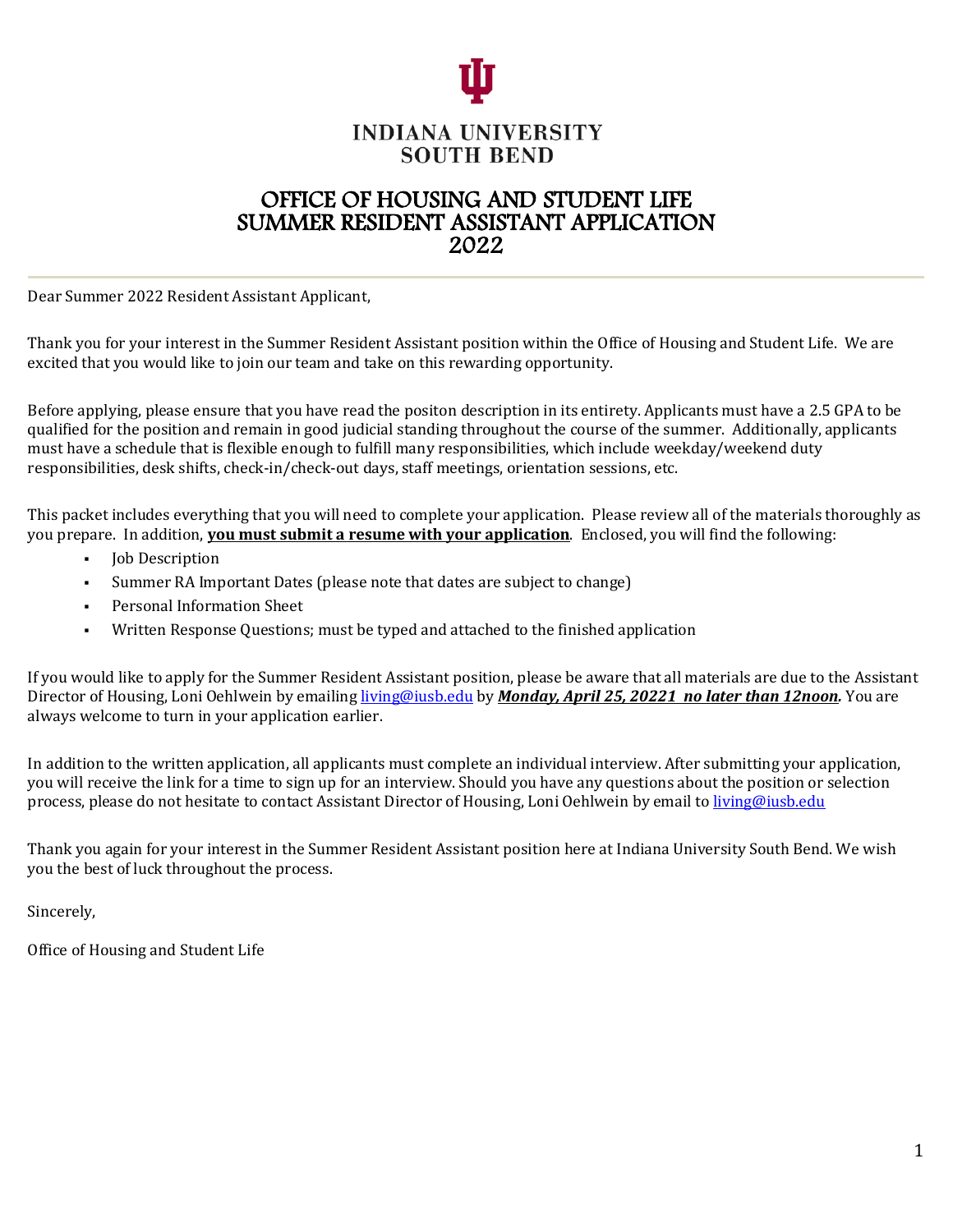# INDIANA UNIVERSITY SOUTH BEND

## OFFICE OF HOUSING AND STUDENT LIFE
## SUMMER RESIDENT ASSISTANT APPLICATION
## 2022

Dear Summer 2022 Resident Assistant Applicant,

Thank you for your interest in the Summer Resident Assistant position within the Office of Housing and Student Life. We are excited that you would like to join our team and take on this rewarding opportunity.

Before applying, please ensure that you have read the positon description in its entirety. Applicants must have a 2.5 GPA to be qualified for the position and remain in good judicial standing throughout the course of the summer. Additionally, applicants must have a schedule that is flexible enough to fulfill many responsibilities, which include weekday/weekend duty responsibilities, desk shifts, check-in/check-out days, staff meetings, orientation sessions, etc.

This packet includes everything that you will need to complete your application. Please review all of the materials thoroughly as you prepare. In addition, **you must submit a resume with your application**. Enclosed, you will find the following:

- Job Description
- Summer RA Important Dates (please note that dates are subject to change)
- Personal Information Sheet
- Written Response Questions; must be typed and attached to the finished application

If you would like to apply for the Summer Resident Assistant position, please be aware that all materials are due to the Assistant Director of Housing, Loni Oehlwein by emailing living@iusb.edu by ***Monday, April 25, 20221 no later than 12noon.*** You are always welcome to turn in your application earlier.

In addition to the written application, all applicants must complete an individual interview. After submitting your application, you will receive the link for a time to sign up for an interview. Should you have any questions about the position or selection process, please do not hesitate to contact Assistant Director of Housing, Loni Oehlwein by email to living@iusb.edu

Thank you again for your interest in the Summer Resident Assistant position here at Indiana University South Bend. We wish you the best of luck throughout the process.

Sincerely,

Office of Housing and Student Life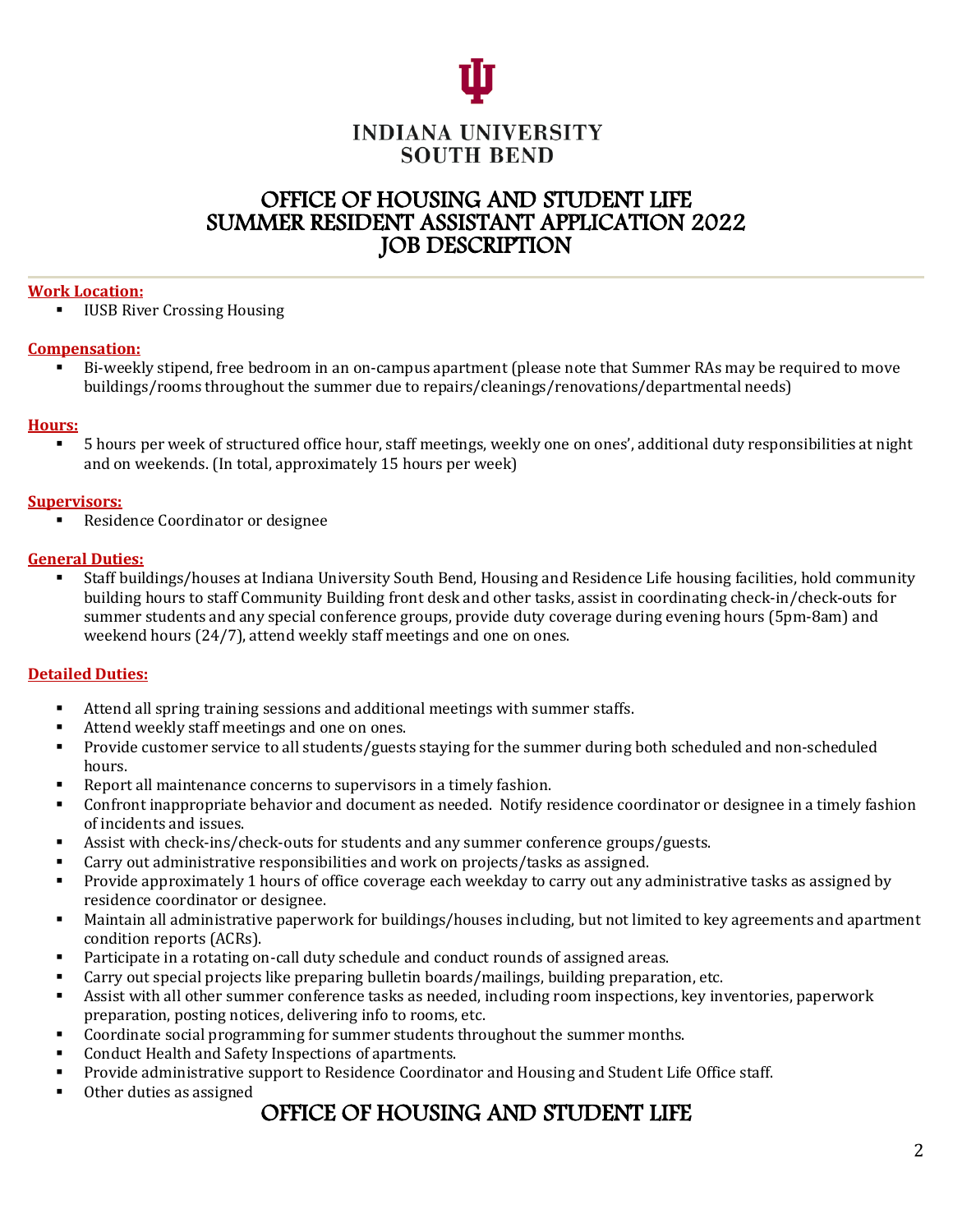INDIANA UNIVERSITY
SOUTH BEND

# OFFICE OF HOUSING AND STUDENT LIFE
# SUMMER RESIDENT ASSISTANT APPLICATION 2022
# JOB DESCRIPTION

**Work Location:**

- IUSB River Crossing Housing

**Compensation:**

- Bi-weekly stipend, free bedroom in an on-campus apartment (please note that Summer RAs may be required to move buildings/rooms throughout the summer due to repairs/cleanings/renovations/departmental needs)

**Hours:**

- 5 hours per week of structured office hour, staff meetings, weekly one on ones', additional duty responsibilities at night and on weekends. (In total, approximately 15 hours per week)

**Supervisors:**

- Residence Coordinator or designee

**General Duties:**

- Staff buildings/houses at Indiana University South Bend, Housing and Residence Life housing facilities, hold community building hours to staff Community Building front desk and other tasks, assist in coordinating check-in/check-outs for summer students and any special conference groups, provide duty coverage during evening hours (5pm-8am) and weekend hours (24/7), attend weekly staff meetings and one on ones.

**Detailed Duties:**

- Attend all spring training sessions and additional meetings with summer staffs.
- Attend weekly staff meetings and one on ones.
- Provide customer service to all students/guests staying for the summer during both scheduled and non-scheduled hours.
- Report all maintenance concerns to supervisors in a timely fashion.
- Confront inappropriate behavior and document as needed. Notify residence coordinator or designee in a timely fashion of incidents and issues.
- Assist with check-ins/check-outs for students and any summer conference groups/guests.
- Carry out administrative responsibilities and work on projects/tasks as assigned.
- Provide approximately 1 hours of office coverage each weekday to carry out any administrative tasks as assigned by residence coordinator or designee.
- Maintain all administrative paperwork for buildings/houses including, but not limited to key agreements and apartment condition reports (ACRs).
- Participate in a rotating on-call duty schedule and conduct rounds of assigned areas.
- Carry out special projects like preparing bulletin boards/mailings, building preparation, etc.
- Assist with all other summer conference tasks as needed, including room inspections, key inventories, paperwork preparation, posting notices, delivering info to rooms, etc.
- Coordinate social programming for summer students throughout the summer months.
- Conduct Health and Safety Inspections of apartments.
- Provide administrative support to Residence Coordinator and Housing and Student Life Office staff.
- Other duties as assigned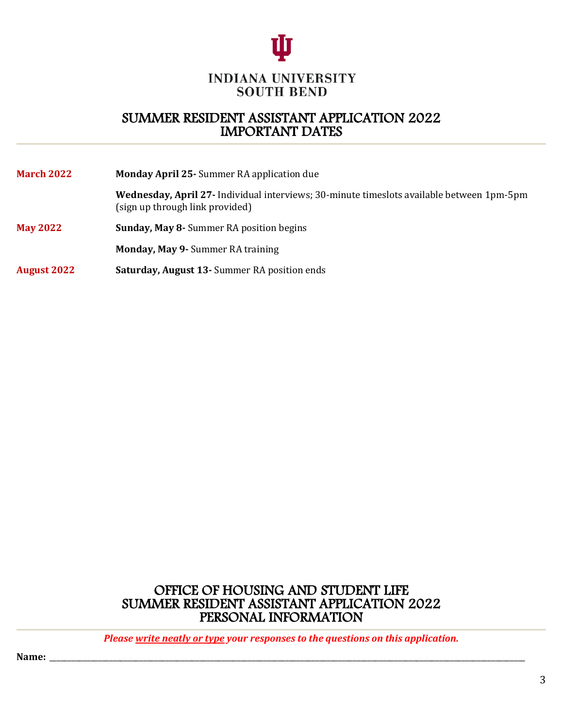INDIANA UNIVERSITY
SOUTH BEND

# SUMMER RESIDENT ASSISTANT APPLICATION 2022
# IMPORTANT DATES

| | |
|---|---|
| **March 2022** | **Monday April 25-** Summer RA application due |
| | **Wednesday, April 27-** Individual interviews; 30-minute timeslots available between 1pm-5pm (sign up through link provided) |
| **May 2022** | **Sunday, May 8-** Summer RA position begins |
| | **Monday, May 9-** Summer RA training |
| **August 2022** | **Saturday, August 13-** Summer RA position ends |

# OFFICE OF HOUSING AND STUDENT LIFE
# SUMMER RESIDENT ASSISTANT APPLICATION 2022
# PERSONAL INFORMATION

***Please write neatly or type your responses to the questions on this application.***

**Name:** ____________________________________________________________________________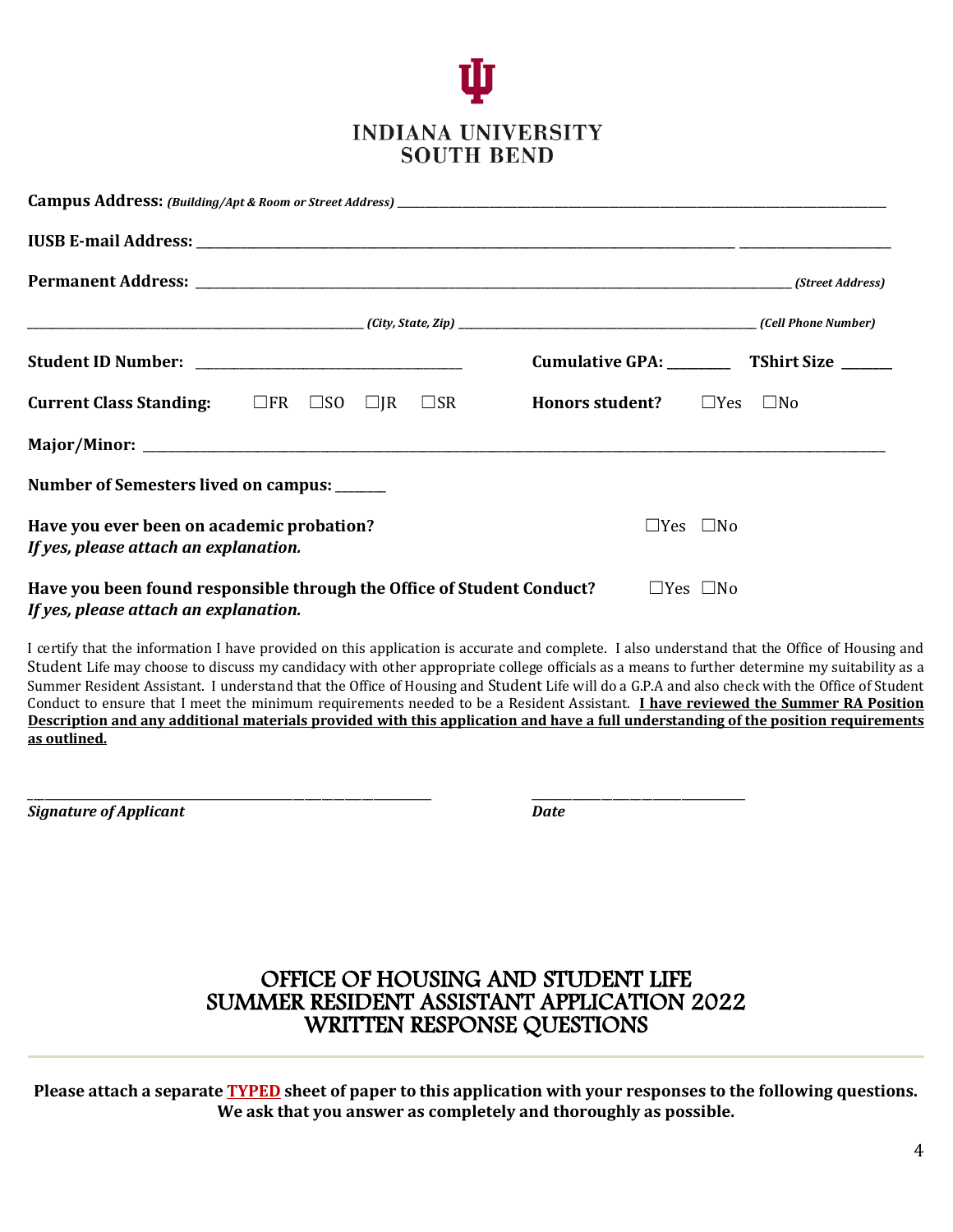**INDIANA UNIVERSITY SOUTH BEND**

**Campus Address:** ***(Building/Apt & Room or Street Address)*** ______________________________________________

**IUSB E-mail Address:** ______________________________________________ ____________

**Permanent Address:** ______________________________________________ ***(Street Address)***

______________________________ ***(City, State, Zip)*** ______________________________ ***(Cell Phone Number)***

**Student ID Number:** ______________________ **Cumulative GPA:** ________ **TShirt Size** ______

**Current Class Standing:** ☐FR ☐SO ☐JR ☐SR **Honors student?** ☐Yes ☐No

**Major/Minor:** ______________________________________________

**Number of Semesters lived on campus:** ______

**Have you ever been on academic probation?** ☐Yes ☐No
***If yes, please attach an explanation.***

**Have you been found responsible through the Office of Student Conduct?** ☐Yes ☐No
***If yes, please attach an explanation.***

I certify that the information I have provided on this application is accurate and complete. I also understand that the Office of Housing and Student Life may choose to discuss my candidacy with other appropriate college officials as a means to further determine my suitability as a Summer Resident Assistant. I understand that the Office of Housing and Student Life will do a G.P.A and also check with the Office of Student Conduct to ensure that I meet the minimum requirements needed to be a Resident Assistant. **I have reviewed the Summer RA Position Description and any additional materials provided with this application and have a full understanding of the position requirements as outlined.**

______________________________ ______________________
***Signature of Applicant*** ***Date***

# OFFICE OF HOUSING AND STUDENT LIFE
# SUMMER RESIDENT ASSISTANT APPLICATION 2022
# WRITTEN RESPONSE QUESTIONS

---

**Please attach a separate TYPED sheet of paper to this application with your responses to the following questions. We ask that you answer as completely and thoroughly as possible.**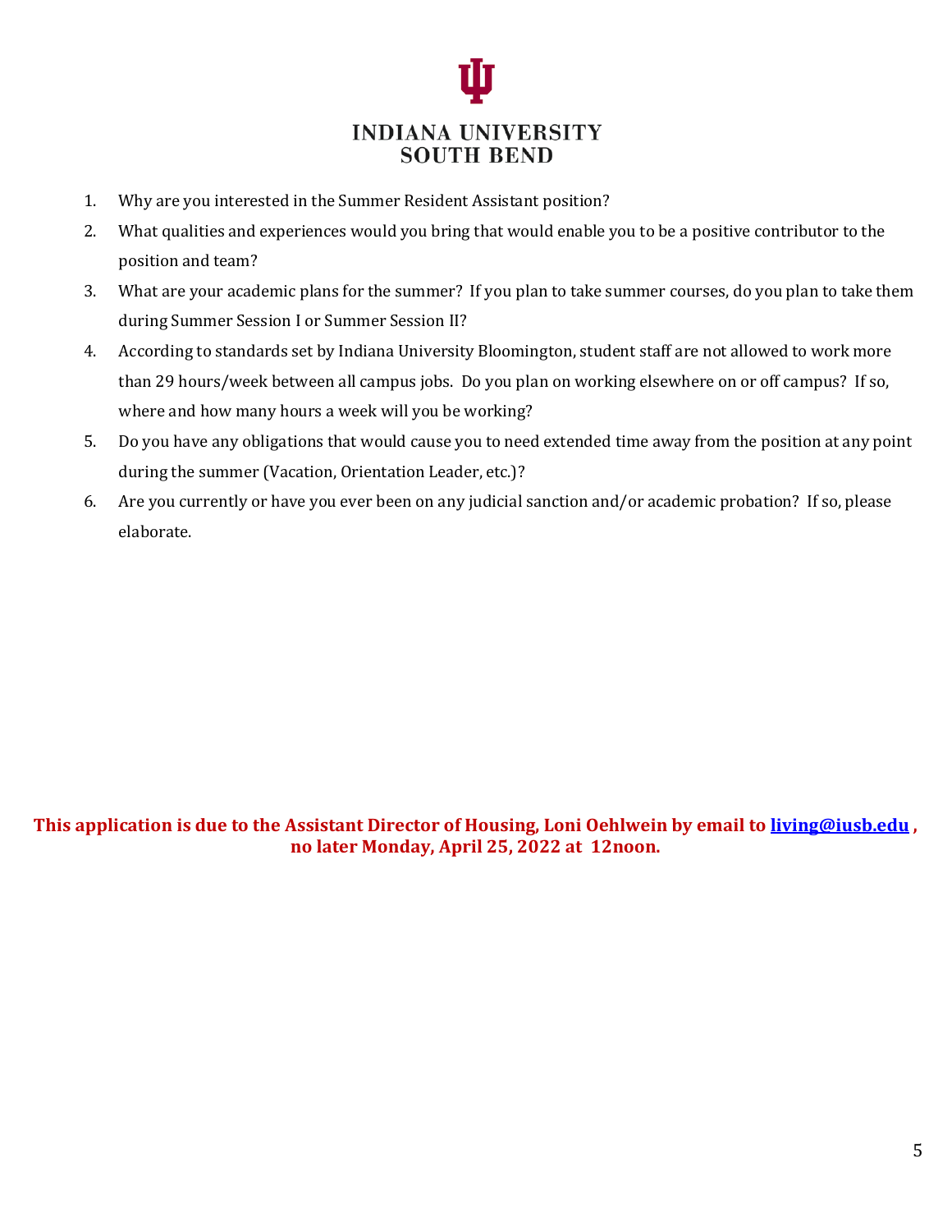INDIANA UNIVERSITY
SOUTH BEND

1. Why are you interested in the Summer Resident Assistant position?
2. What qualities and experiences would you bring that would enable you to be a positive contributor to the position and team?
3. What are your academic plans for the summer? If you plan to take summer courses, do you plan to take them during Summer Session I or Summer Session II?
4. According to standards set by Indiana University Bloomington, student staff are not allowed to work more than 29 hours/week between all campus jobs. Do you plan on working elsewhere on or off campus? If so, where and how many hours a week will you be working?
5. Do you have any obligations that would cause you to need extended time away from the position at any point during the summer (Vacation, Orientation Leader, etc.)?
6. Are you currently or have you ever been on any judicial sanction and/or academic probation? If so, please elaborate.

**This application is due to the Assistant Director of Housing, Loni Oehlwein by email to living@iusb.edu , no later Monday, April 25, 2022 at 12noon.**